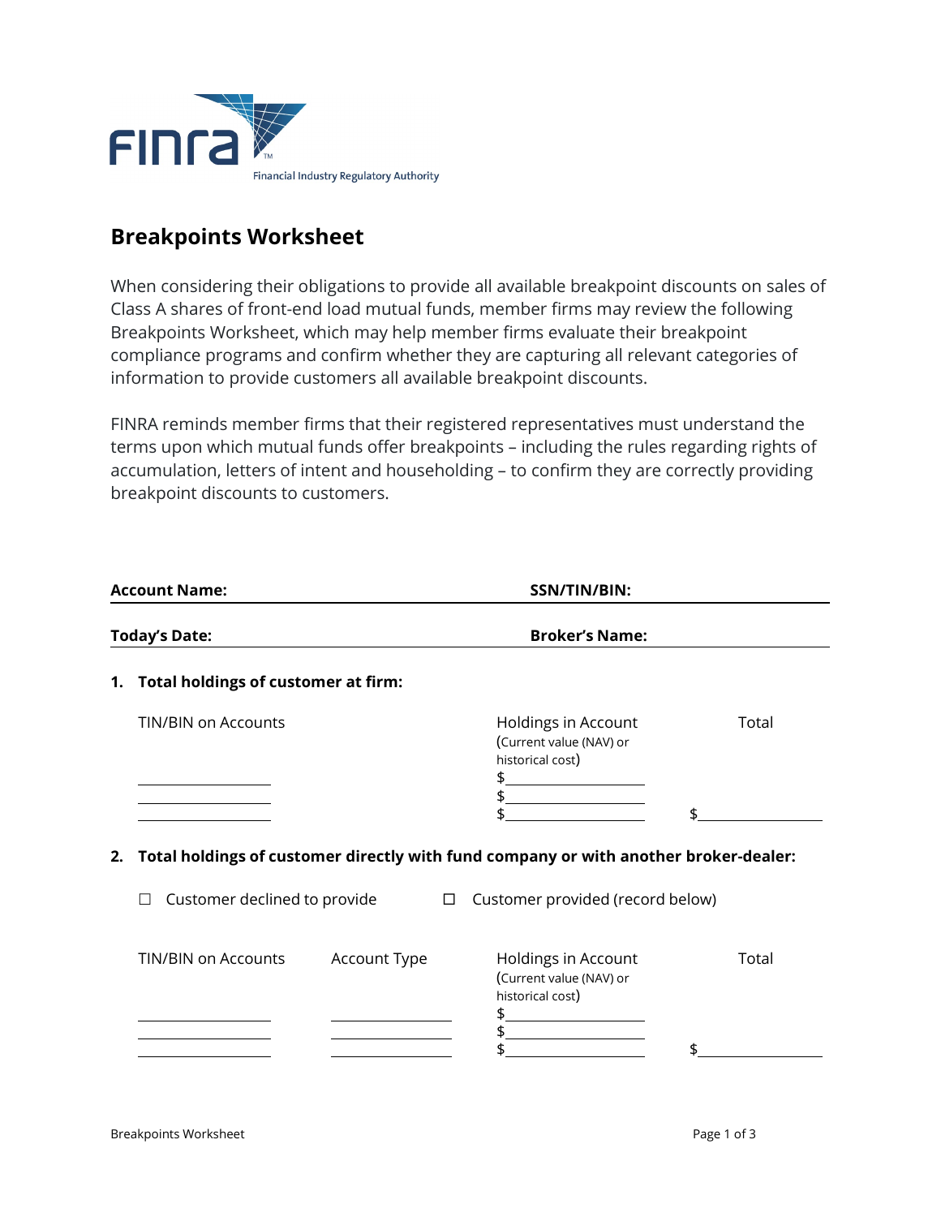FINRA Financial Industry Regulatory Authority

# Breakpoints Worksheet

When considering their obligations to provide all available breakpoint discounts on sales of Class A shares of front-end load mutual funds, member firms may review the following Breakpoints Worksheet, which may help member firms evaluate their breakpoint compliance programs and confirm whether they are capturing all relevant categories of information to provide customers all available breakpoint discounts.

FINRA reminds member firms that their registered representatives must understand the terms upon which mutual funds offer breakpoints – including the rules regarding rights of accumulation, letters of intent and householding – to confirm they are correctly providing breakpoint discounts to customers.

**Account Name:** ______________________ **SSN/TIN/BIN:** ______________________

**Today's Date:** ______________________ **Broker's Name:** ______________________

**1. Total holdings of customer at firm:**

| TIN/BIN on Accounts | Holdings in Account (Current value (NAV) or historical cost) | Total |
|---|---|---|
| ____________ | $____________ | |
| ____________ | $____________ | |
| ____________ | $____________ | $____________ |

**2. Total holdings of customer directly with fund company or with another broker-dealer:**

☐ Customer declined to provide ☐ Customer provided (record below)

| TIN/BIN on Accounts | Account Type | Holdings in Account (Current value (NAV) or historical cost) | Total |
|---|---|---|---|
| ____________ | ____________ | $____________ | |
| ____________ | ____________ | $____________ | |
| ____________ | ____________ | $____________ | $____________ |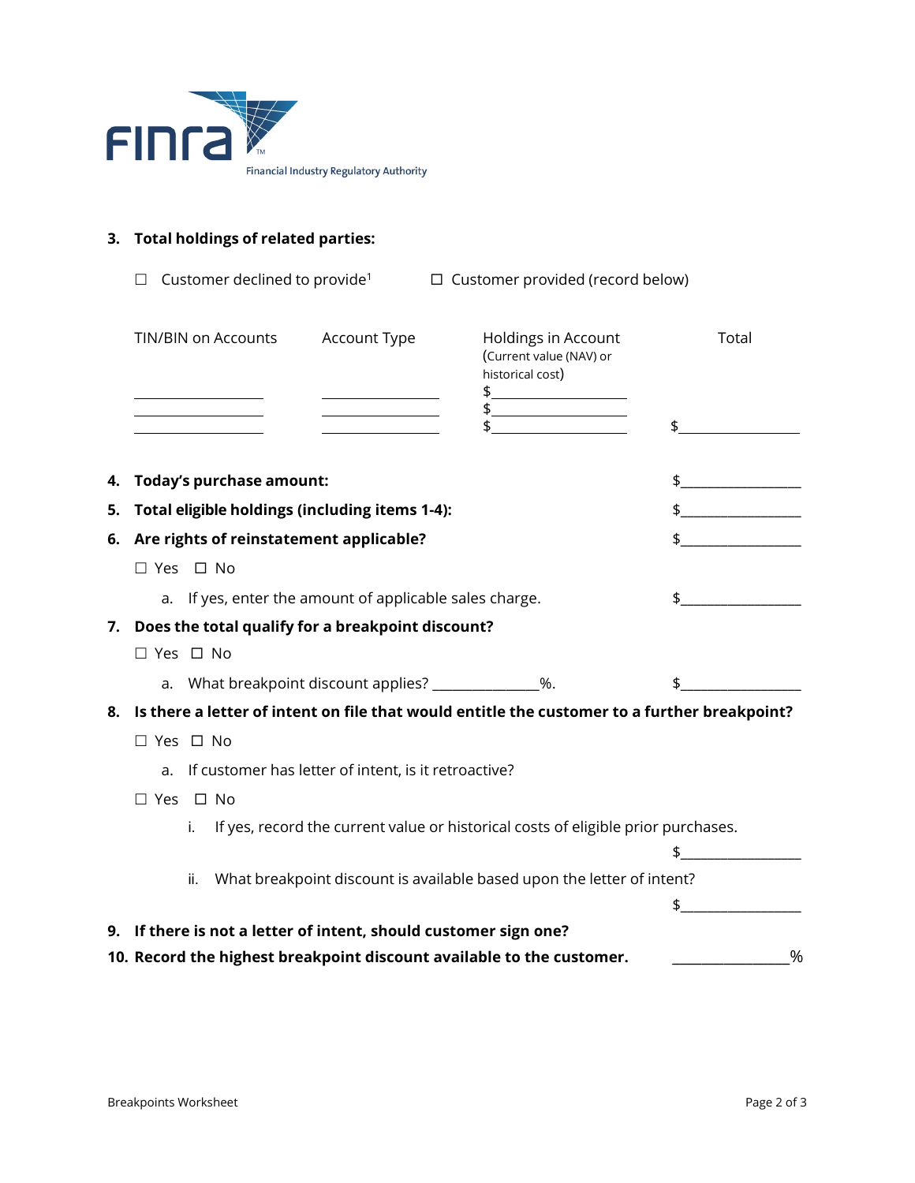**3. Total holdings of related parties:**

☐ Customer declined to provide[1]　　☐ Customer provided (record below)

| TIN/BIN on Accounts | Account Type | Holdings in Account (Current value (NAV) or historical cost) | Total |
|---|---|---|---|
| ____________ | ____________ | $____________ | |
| ____________ | ____________ | $____________ | |
| ____________ | ____________ | $____________ | $____________ |

**4. Today's purchase amount:** $____________

**5. Total eligible holdings (including items 1-4):** $____________

**6. Are rights of reinstatement applicable?** $____________

☐ Yes ☐ No

a. If yes, enter the amount of applicable sales charge. $____________

**7. Does the total qualify for a breakpoint discount?**

☐ Yes ☐ No

a. What breakpoint discount applies? __________%. $____________

**8. Is there a letter of intent on file that would entitle the customer to a further breakpoint?**

☐ Yes ☐ No

a. If customer has letter of intent, is it retroactive?

☐ Yes ☐ No

i. If yes, record the current value or historical costs of eligible prior purchases. $____________

ii. What breakpoint discount is available based upon the letter of intent? $____________

**9. If there is not a letter of intent, should customer sign one?**

**10. Record the highest breakpoint discount available to the customer.** ____________%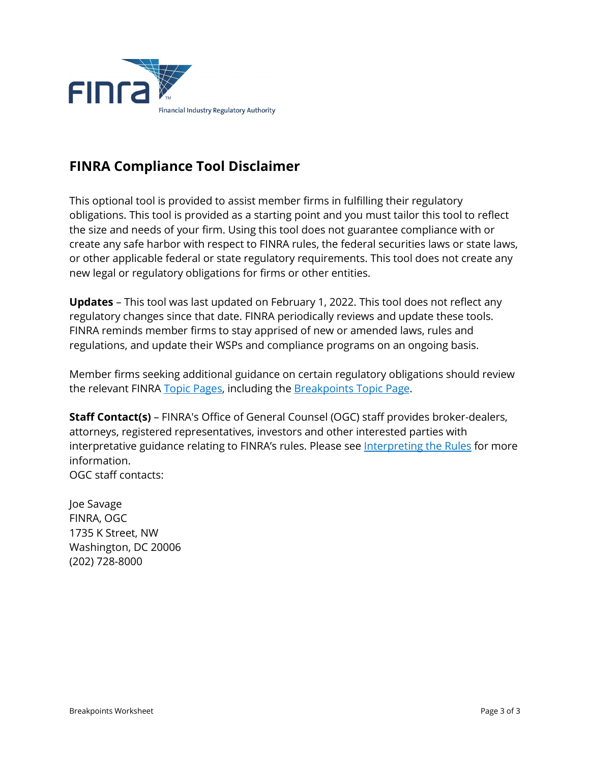## FINRA Compliance Tool Disclaimer

This optional tool is provided to assist member firms in fulfilling their regulatory obligations. This tool is provided as a starting point and you must tailor this tool to reflect the size and needs of your firm. Using this tool does not guarantee compliance with or create any safe harbor with respect to FINRA rules, the federal securities laws or state laws, or other applicable federal or state regulatory requirements. This tool does not create any new legal or regulatory obligations for firms or other entities.

**Updates** – This tool was last updated on February 1, 2022. This tool does not reflect any regulatory changes since that date. FINRA periodically reviews and update these tools. FINRA reminds member firms to stay apprised of new or amended laws, rules and regulations, and update their WSPs and compliance programs on an ongoing basis.

Member firms seeking additional guidance on certain regulatory obligations should review the relevant FINRA Topic Pages, including the Breakpoints Topic Page.

**Staff Contact(s)** – FINRA's Office of General Counsel (OGC) staff provides broker-dealers, attorneys, registered representatives, investors and other interested parties with interpretative guidance relating to FINRA's rules. Please see Interpreting the Rules for more information.
OGC staff contacts:

Joe Savage
FINRA, OGC
1735 K Street, NW
Washington, DC 20006
(202) 728-8000